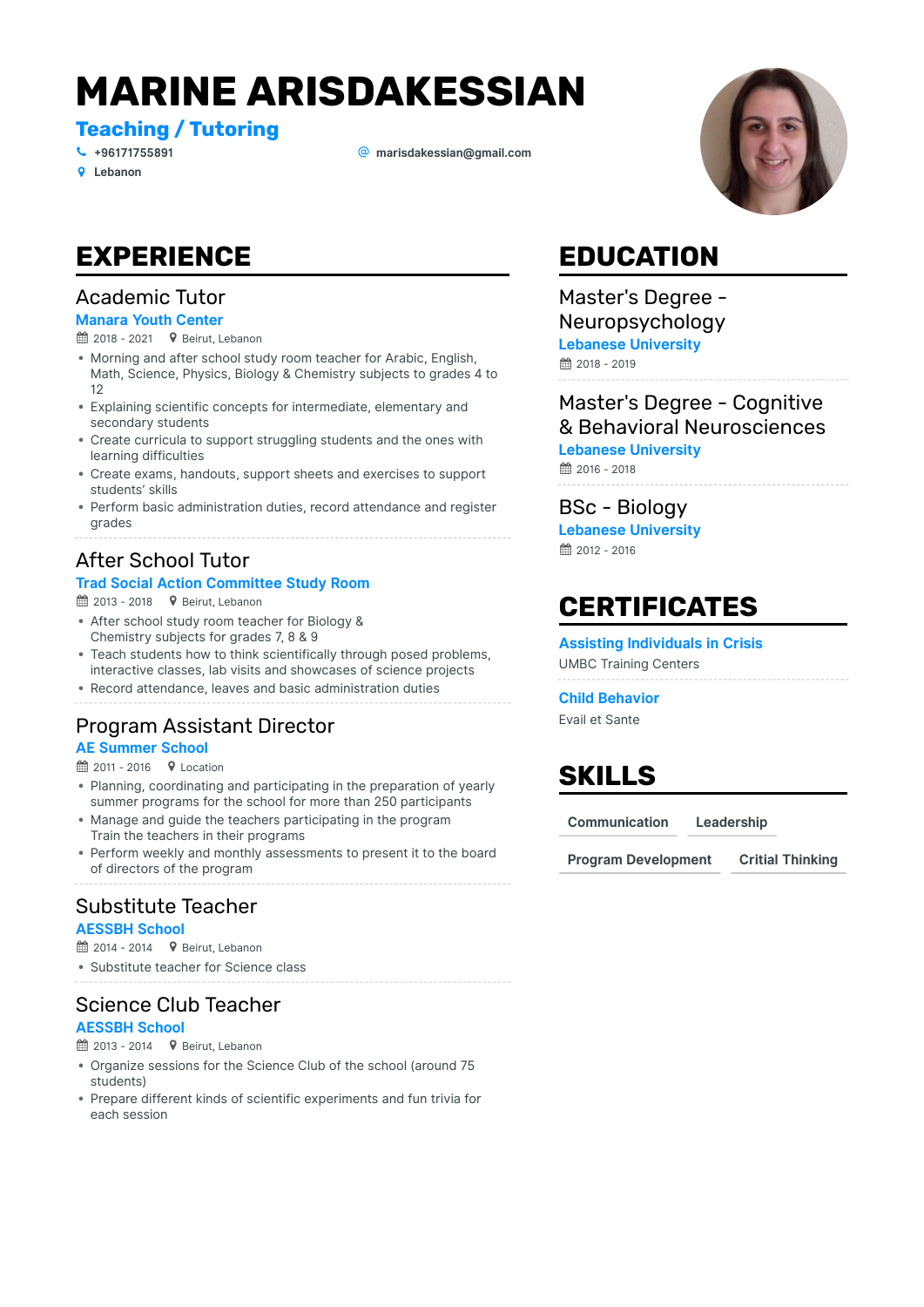# MARINE ARISDAKESSIAN

**Teaching / Tutoring**

+96171755891
marisdakessian@gmail.com
Lebanon

## EXPERIENCE

### Academic Tutor

**Manara Youth Center**

2018 - 2021 | Beirut, Lebanon

- Morning and after school study room teacher for Arabic, English, Math, Science, Physics, Biology & Chemistry subjects to grades 4 to 12
- Explaining scientific concepts for intermediate, elementary and secondary students
- Create curricula to support struggling students and the ones with learning difficulties
- Create exams, handouts, support sheets and exercises to support students' skills
- Perform basic administration duties, record attendance and register grades

### After School Tutor

**Trad Social Action Committee Study Room**

2013 - 2018 | Beirut, Lebanon

- After school study room teacher for Biology & Chemistry subjects for grades 7, 8 & 9
- Teach students how to think scientifically through posed problems, interactive classes, lab visits and showcases of science projects
- Record attendance, leaves and basic administration duties

### Program Assistant Director

**AE Summer School**

2011 - 2016 | Location

- Planning, coordinating and participating in the preparation of yearly summer programs for the school for more than 250 participants
- Manage and guide the teachers participating in the program Train the teachers in their programs
- Perform weekly and monthly assessments to present it to the board of directors of the program

### Substitute Teacher

**AESSBH School**

2014 - 2014 | Beirut, Lebanon

- Substitute teacher for Science class

### Science Club Teacher

**AESSBH School**

2013 - 2014 | Beirut, Lebanon

- Organize sessions for the Science Club of the school (around 75 students)
- Prepare different kinds of scientific experiments and fun trivia for each session

## EDUCATION

### Master's Degree - Neuropsychology

**Lebanese University**

2018 - 2019

### Master's Degree - Cognitive & Behavioral Neurosciences

**Lebanese University**

2016 - 2018

### BSc - Biology

**Lebanese University**

2012 - 2016

## CERTIFICATES

**Assisting Individuals in Crisis**

UMBC Training Centers

**Child Behavior**

Evail et Sante

## SKILLS

Communication | Leadership | Program Development | Critial Thinking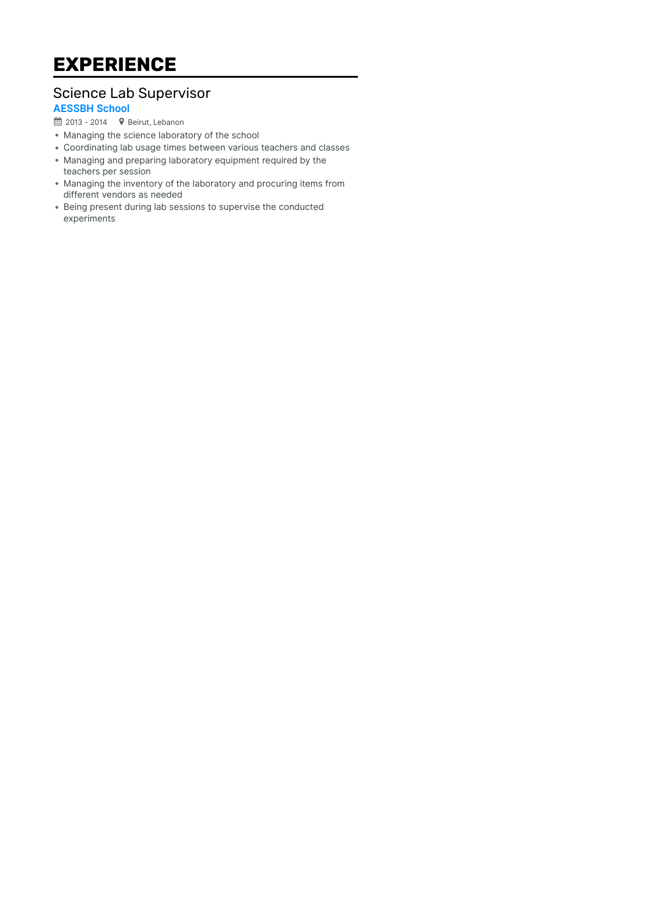# EXPERIENCE

## Science Lab Supervisor

**AESSBH School**

2013 - 2014 Beirut, Lebanon

- Managing the science laboratory of the school
- Coordinating lab usage times between various teachers and classes
- Managing and preparing laboratory equipment required by the teachers per session
- Managing the inventory of the laboratory and procuring items from different vendors as needed
- Being present during lab sessions to supervise the conducted experiments